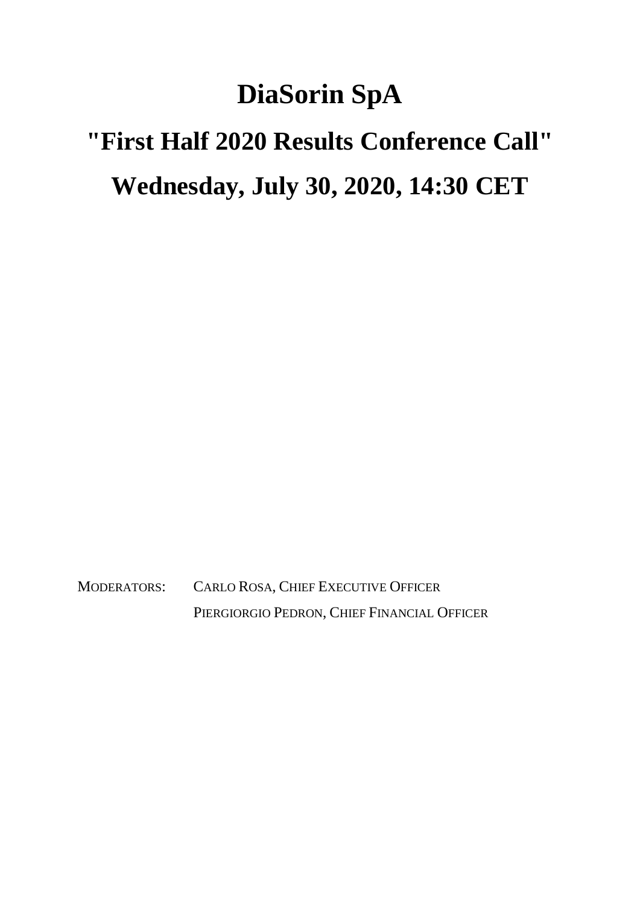# DiaSorin SpA

# "First Half 2020 Results Conference Call"

# Wednesday, July 30, 2020, 14:30 CET

MODERATORS: CARLO ROSA, CHIEF EXECUTIVE OFFICER

PIERGIORGIO PEDRON, CHIEF FINANCIAL OFFICER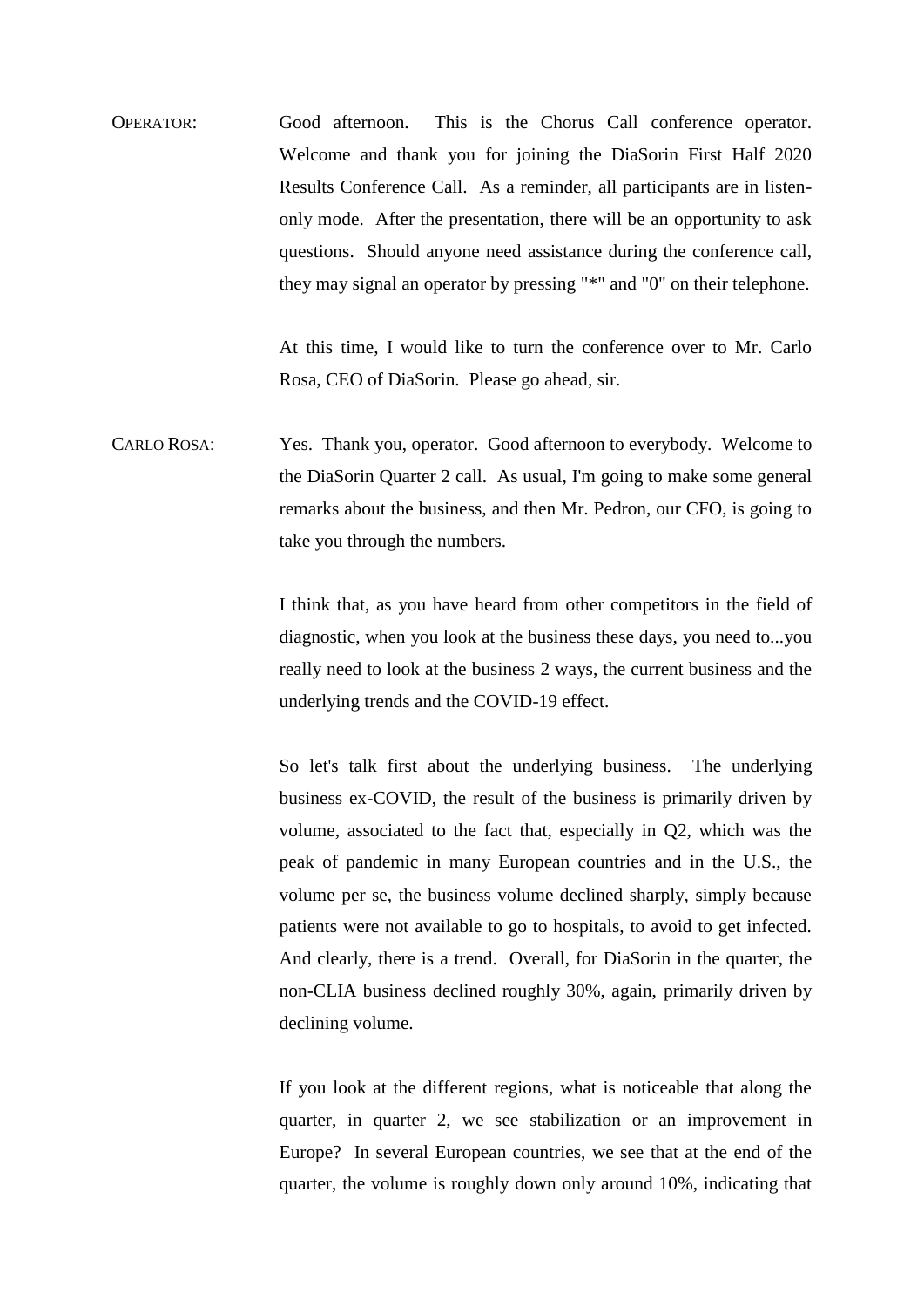OPERATOR: Good afternoon. This is the Chorus Call conference operator. Welcome and thank you for joining the DiaSorin First Half 2020 Results Conference Call. As a reminder, all participants are in listen-only mode. After the presentation, there will be an opportunity to ask questions. Should anyone need assistance during the conference call, they may signal an operator by pressing "*" and "0" on their telephone.

At this time, I would like to turn the conference over to Mr. Carlo Rosa, CEO of DiaSorin. Please go ahead, sir.

CARLO ROSA: Yes. Thank you, operator. Good afternoon to everybody. Welcome to the DiaSorin Quarter 2 call. As usual, I'm going to make some general remarks about the business, and then Mr. Pedron, our CFO, is going to take you through the numbers.

I think that, as you have heard from other competitors in the field of diagnostic, when you look at the business these days, you need to...you really need to look at the business 2 ways, the current business and the underlying trends and the COVID-19 effect.

So let's talk first about the underlying business. The underlying business ex-COVID, the result of the business is primarily driven by volume, associated to the fact that, especially in Q2, which was the peak of pandemic in many European countries and in the U.S., the volume per se, the business volume declined sharply, simply because patients were not available to go to hospitals, to avoid to get infected. And clearly, there is a trend. Overall, for DiaSorin in the quarter, the non-CLIA business declined roughly 30%, again, primarily driven by declining volume.

If you look at the different regions, what is noticeable that along the quarter, in quarter 2, we see stabilization or an improvement in Europe? In several European countries, we see that at the end of the quarter, the volume is roughly down only around 10%, indicating that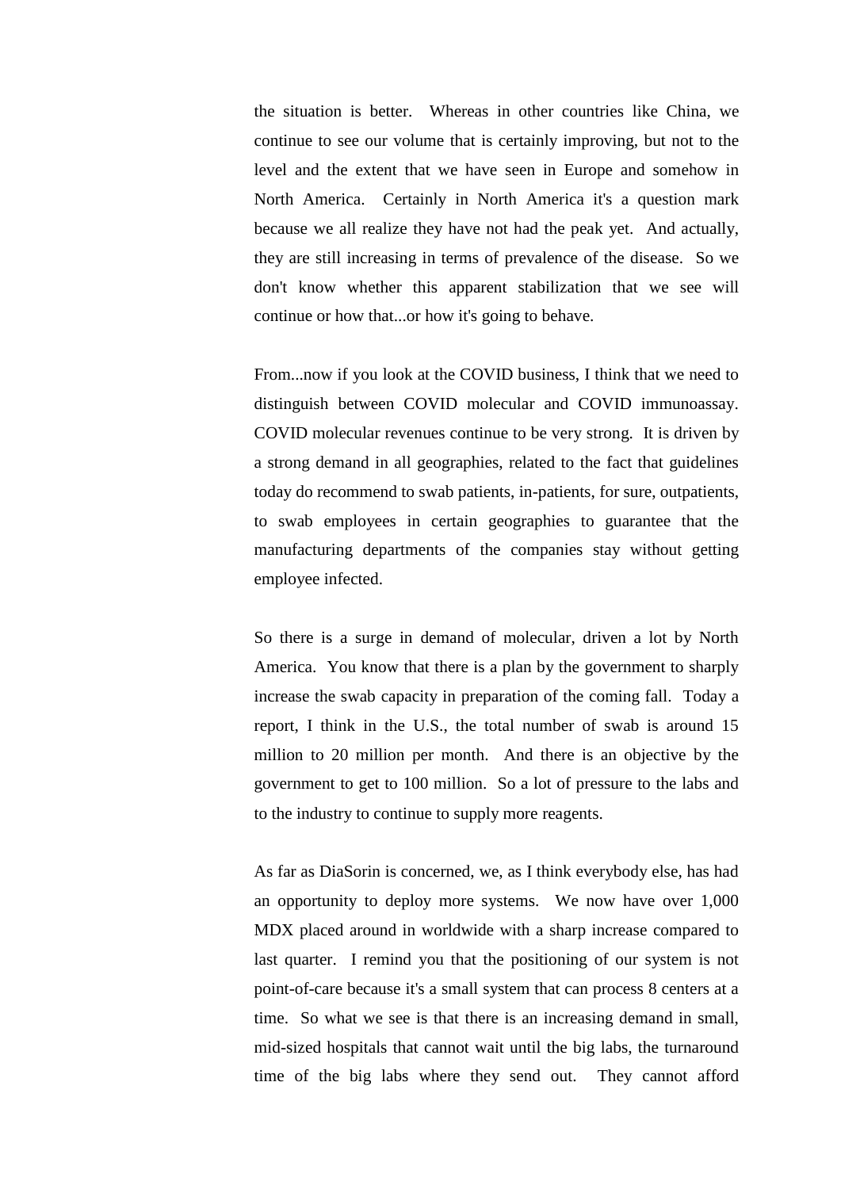the situation is better. Whereas in other countries like China, we continue to see our volume that is certainly improving, but not to the level and the extent that we have seen in Europe and somehow in North America. Certainly in North America it's a question mark because we all realize they have not had the peak yet. And actually, they are still increasing in terms of prevalence of the disease. So we don't know whether this apparent stabilization that we see will continue or how that...or how it's going to behave.

From...now if you look at the COVID business, I think that we need to distinguish between COVID molecular and COVID immunoassay. COVID molecular revenues continue to be very strong. It is driven by a strong demand in all geographies, related to the fact that guidelines today do recommend to swab patients, in-patients, for sure, outpatients, to swab employees in certain geographies to guarantee that the manufacturing departments of the companies stay without getting employee infected.

So there is a surge in demand of molecular, driven a lot by North America. You know that there is a plan by the government to sharply increase the swab capacity in preparation of the coming fall. Today a report, I think in the U.S., the total number of swab is around 15 million to 20 million per month. And there is an objective by the government to get to 100 million. So a lot of pressure to the labs and to the industry to continue to supply more reagents.

As far as DiaSorin is concerned, we, as I think everybody else, has had an opportunity to deploy more systems. We now have over 1,000 MDX placed around in worldwide with a sharp increase compared to last quarter. I remind you that the positioning of our system is not point-of-care because it's a small system that can process 8 centers at a time. So what we see is that there is an increasing demand in small, mid-sized hospitals that cannot wait until the big labs, the turnaround time of the big labs where they send out. They cannot afford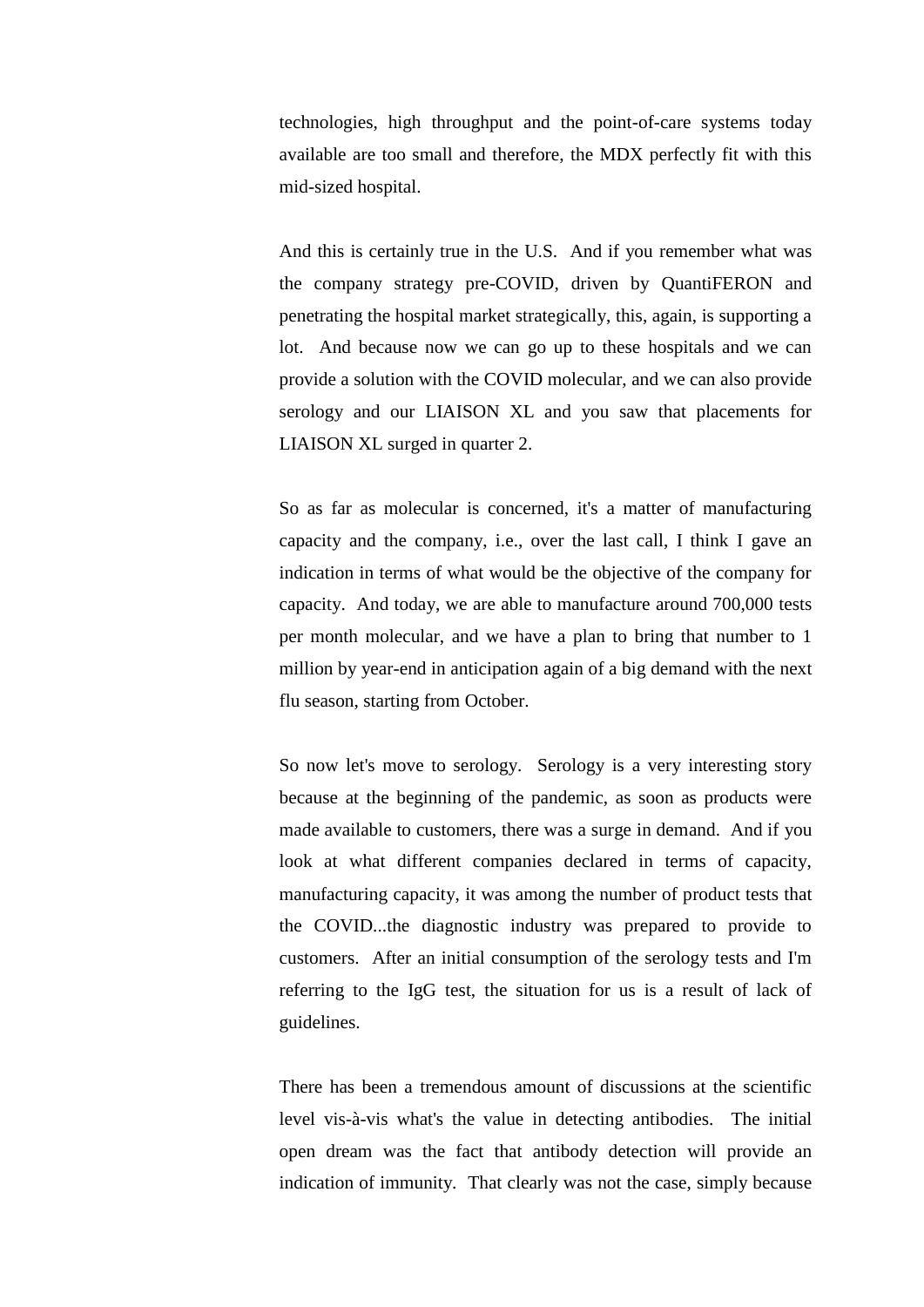technologies, high throughput and the point-of-care systems today available are too small and therefore, the MDX perfectly fit with this mid-sized hospital.

And this is certainly true in the U.S. And if you remember what was the company strategy pre-COVID, driven by QuantiFERON and penetrating the hospital market strategically, this, again, is supporting a lot. And because now we can go up to these hospitals and we can provide a solution with the COVID molecular, and we can also provide serology and our LIAISON XL and you saw that placements for LIAISON XL surged in quarter 2.

So as far as molecular is concerned, it's a matter of manufacturing capacity and the company, i.e., over the last call, I think I gave an indication in terms of what would be the objective of the company for capacity. And today, we are able to manufacture around 700,000 tests per month molecular, and we have a plan to bring that number to 1 million by year-end in anticipation again of a big demand with the next flu season, starting from October.

So now let's move to serology. Serology is a very interesting story because at the beginning of the pandemic, as soon as products were made available to customers, there was a surge in demand. And if you look at what different companies declared in terms of capacity, manufacturing capacity, it was among the number of product tests that the COVID...the diagnostic industry was prepared to provide to customers. After an initial consumption of the serology tests and I'm referring to the IgG test, the situation for us is a result of lack of guidelines.

There has been a tremendous amount of discussions at the scientific level vis-à-vis what's the value in detecting antibodies. The initial open dream was the fact that antibody detection will provide an indication of immunity. That clearly was not the case, simply because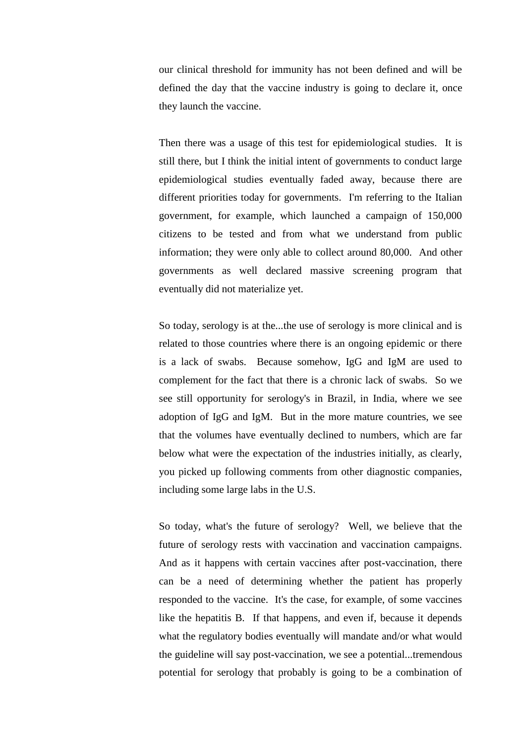our clinical threshold for immunity has not been defined and will be defined the day that the vaccine industry is going to declare it, once they launch the vaccine.

Then there was a usage of this test for epidemiological studies. It is still there, but I think the initial intent of governments to conduct large epidemiological studies eventually faded away, because there are different priorities today for governments. I'm referring to the Italian government, for example, which launched a campaign of 150,000 citizens to be tested and from what we understand from public information; they were only able to collect around 80,000. And other governments as well declared massive screening program that eventually did not materialize yet.

So today, serology is at the...the use of serology is more clinical and is related to those countries where there is an ongoing epidemic or there is a lack of swabs. Because somehow, IgG and IgM are used to complement for the fact that there is a chronic lack of swabs. So we see still opportunity for serology's in Brazil, in India, where we see adoption of IgG and IgM. But in the more mature countries, we see that the volumes have eventually declined to numbers, which are far below what were the expectation of the industries initially, as clearly, you picked up following comments from other diagnostic companies, including some large labs in the U.S.

So today, what's the future of serology? Well, we believe that the future of serology rests with vaccination and vaccination campaigns. And as it happens with certain vaccines after post-vaccination, there can be a need of determining whether the patient has properly responded to the vaccine. It's the case, for example, of some vaccines like the hepatitis B. If that happens, and even if, because it depends what the regulatory bodies eventually will mandate and/or what would the guideline will say post-vaccination, we see a potential...tremendous potential for serology that probably is going to be a combination of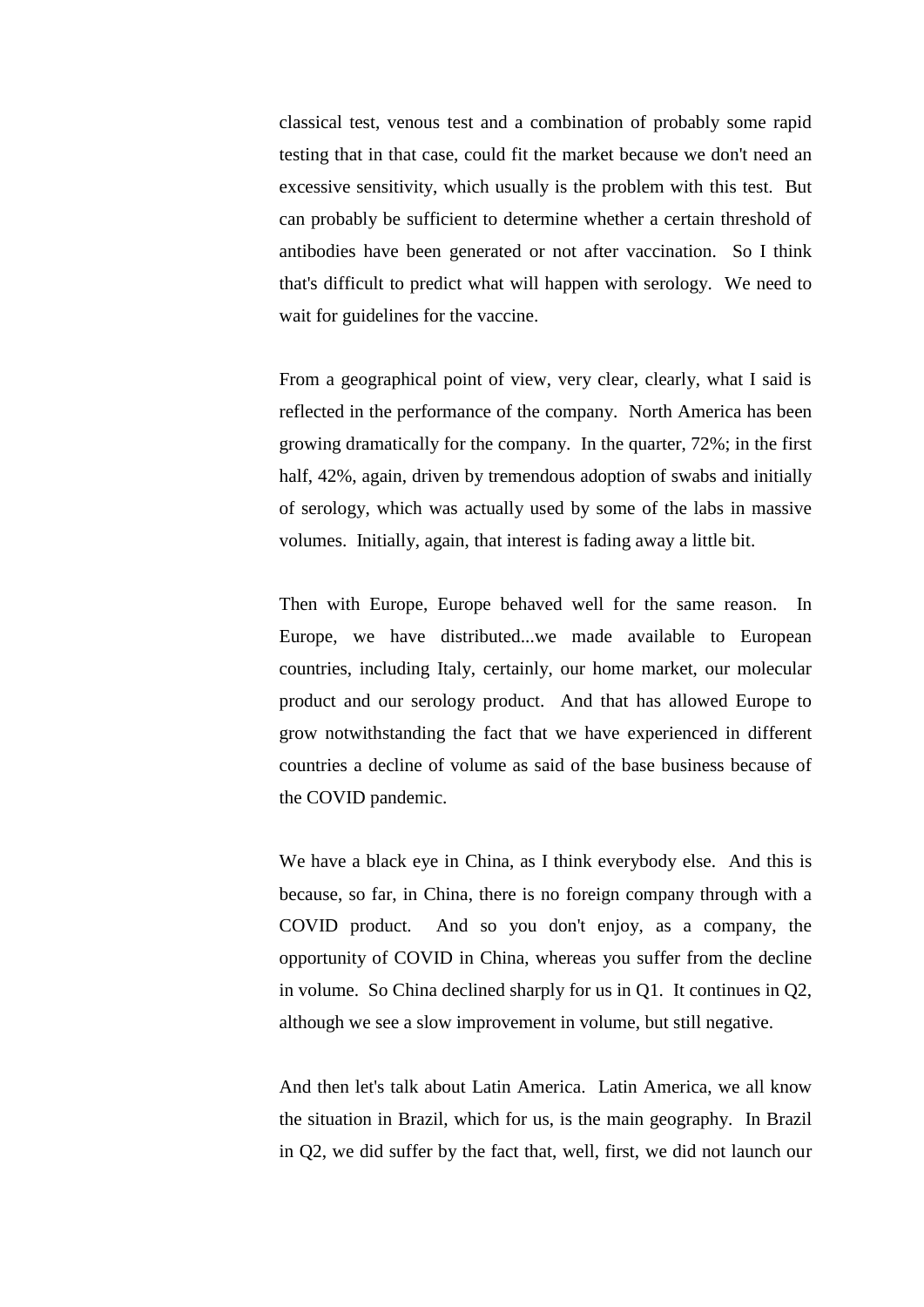classical test, venous test and a combination of probably some rapid testing that in that case, could fit the market because we don't need an excessive sensitivity, which usually is the problem with this test. But can probably be sufficient to determine whether a certain threshold of antibodies have been generated or not after vaccination. So I think that's difficult to predict what will happen with serology. We need to wait for guidelines for the vaccine.

From a geographical point of view, very clear, clearly, what I said is reflected in the performance of the company. North America has been growing dramatically for the company. In the quarter, 72%; in the first half, 42%, again, driven by tremendous adoption of swabs and initially of serology, which was actually used by some of the labs in massive volumes. Initially, again, that interest is fading away a little bit.

Then with Europe, Europe behaved well for the same reason. In Europe, we have distributed...we made available to European countries, including Italy, certainly, our home market, our molecular product and our serology product. And that has allowed Europe to grow notwithstanding the fact that we have experienced in different countries a decline of volume as said of the base business because of the COVID pandemic.

We have a black eye in China, as I think everybody else. And this is because, so far, in China, there is no foreign company through with a COVID product. And so you don't enjoy, as a company, the opportunity of COVID in China, whereas you suffer from the decline in volume. So China declined sharply for us in Q1. It continues in Q2, although we see a slow improvement in volume, but still negative.

And then let's talk about Latin America. Latin America, we all know the situation in Brazil, which for us, is the main geography. In Brazil in Q2, we did suffer by the fact that, well, first, we did not launch our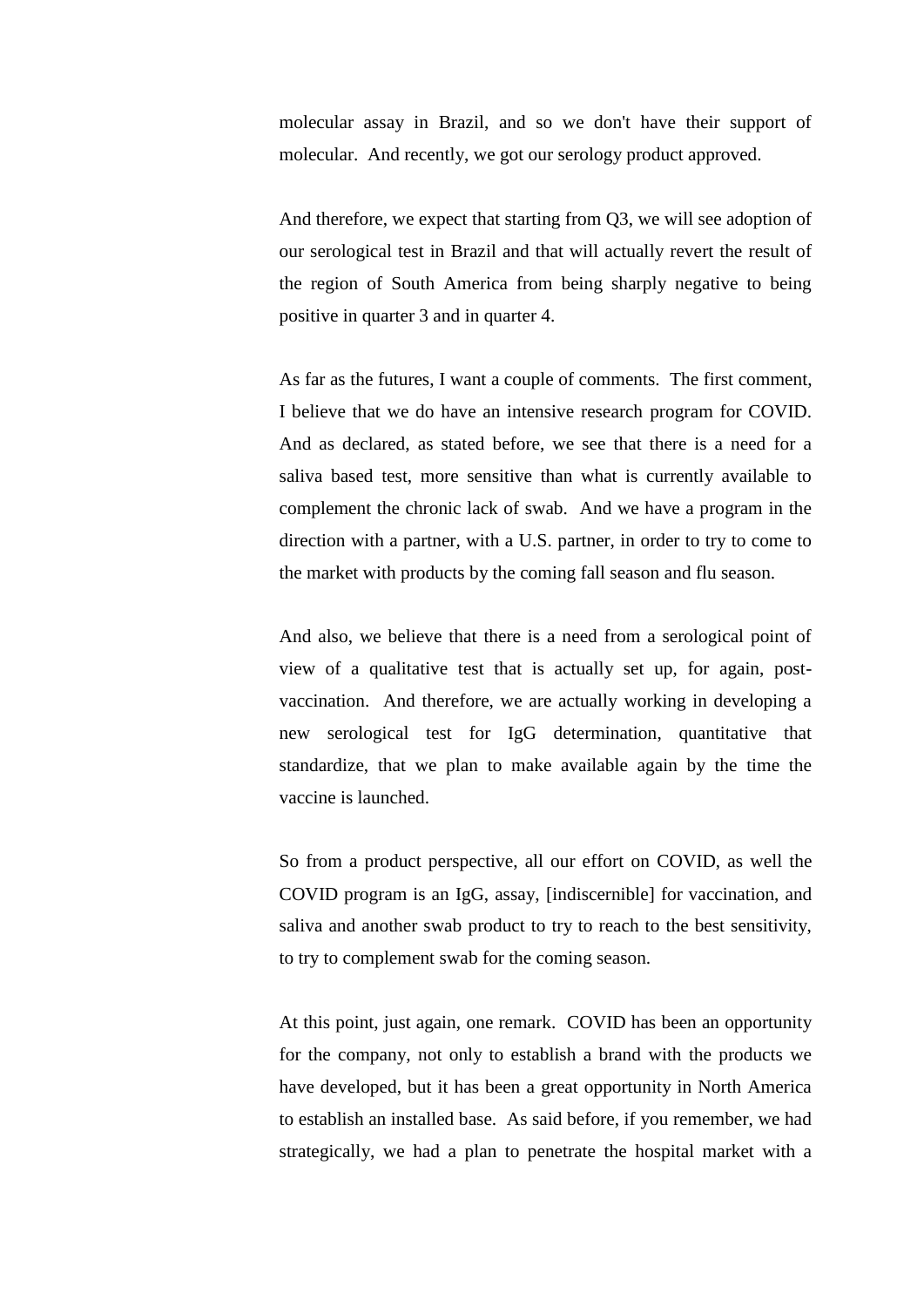molecular assay in Brazil, and so we don't have their support of molecular. And recently, we got our serology product approved.

And therefore, we expect that starting from Q3, we will see adoption of our serological test in Brazil and that will actually revert the result of the region of South America from being sharply negative to being positive in quarter 3 and in quarter 4.

As far as the futures, I want a couple of comments. The first comment, I believe that we do have an intensive research program for COVID. And as declared, as stated before, we see that there is a need for a saliva based test, more sensitive than what is currently available to complement the chronic lack of swab. And we have a program in the direction with a partner, with a U.S. partner, in order to try to come to the market with products by the coming fall season and flu season.

And also, we believe that there is a need from a serological point of view of a qualitative test that is actually set up, for again, post-vaccination. And therefore, we are actually working in developing a new serological test for IgG determination, quantitative that standardize, that we plan to make available again by the time the vaccine is launched.

So from a product perspective, all our effort on COVID, as well the COVID program is an IgG, assay, [indiscernible] for vaccination, and saliva and another swab product to try to reach to the best sensitivity, to try to complement swab for the coming season.

At this point, just again, one remark. COVID has been an opportunity for the company, not only to establish a brand with the products we have developed, but it has been a great opportunity in North America to establish an installed base. As said before, if you remember, we had strategically, we had a plan to penetrate the hospital market with a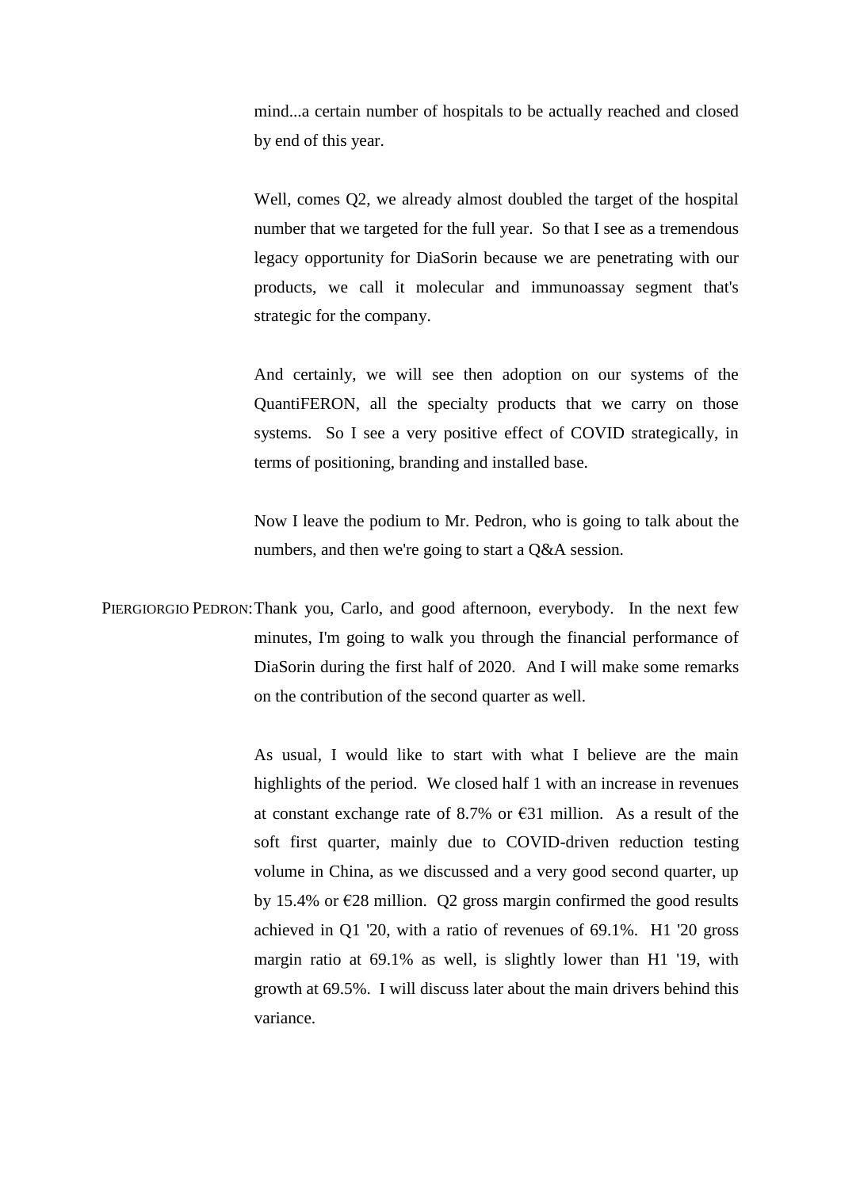mind...a certain number of hospitals to be actually reached and closed by end of this year.

Well, comes Q2, we already almost doubled the target of the hospital number that we targeted for the full year. So that I see as a tremendous legacy opportunity for DiaSorin because we are penetrating with our products, we call it molecular and immunoassay segment that's strategic for the company.

And certainly, we will see then adoption on our systems of the QuantiFERON, all the specialty products that we carry on those systems. So I see a very positive effect of COVID strategically, in terms of positioning, branding and installed base.

Now I leave the podium to Mr. Pedron, who is going to talk about the numbers, and then we're going to start a Q&A session.

PIERGIORGIO PEDRON: Thank you, Carlo, and good afternoon, everybody. In the next few minutes, I'm going to walk you through the financial performance of DiaSorin during the first half of 2020. And I will make some remarks on the contribution of the second quarter as well.

As usual, I would like to start with what I believe are the main highlights of the period. We closed half 1 with an increase in revenues at constant exchange rate of 8.7% or €31 million. As a result of the soft first quarter, mainly due to COVID-driven reduction testing volume in China, as we discussed and a very good second quarter, up by 15.4% or €28 million. Q2 gross margin confirmed the good results achieved in Q1 '20, with a ratio of revenues of 69.1%. H1 '20 gross margin ratio at 69.1% as well, is slightly lower than H1 '19, with growth at 69.5%. I will discuss later about the main drivers behind this variance.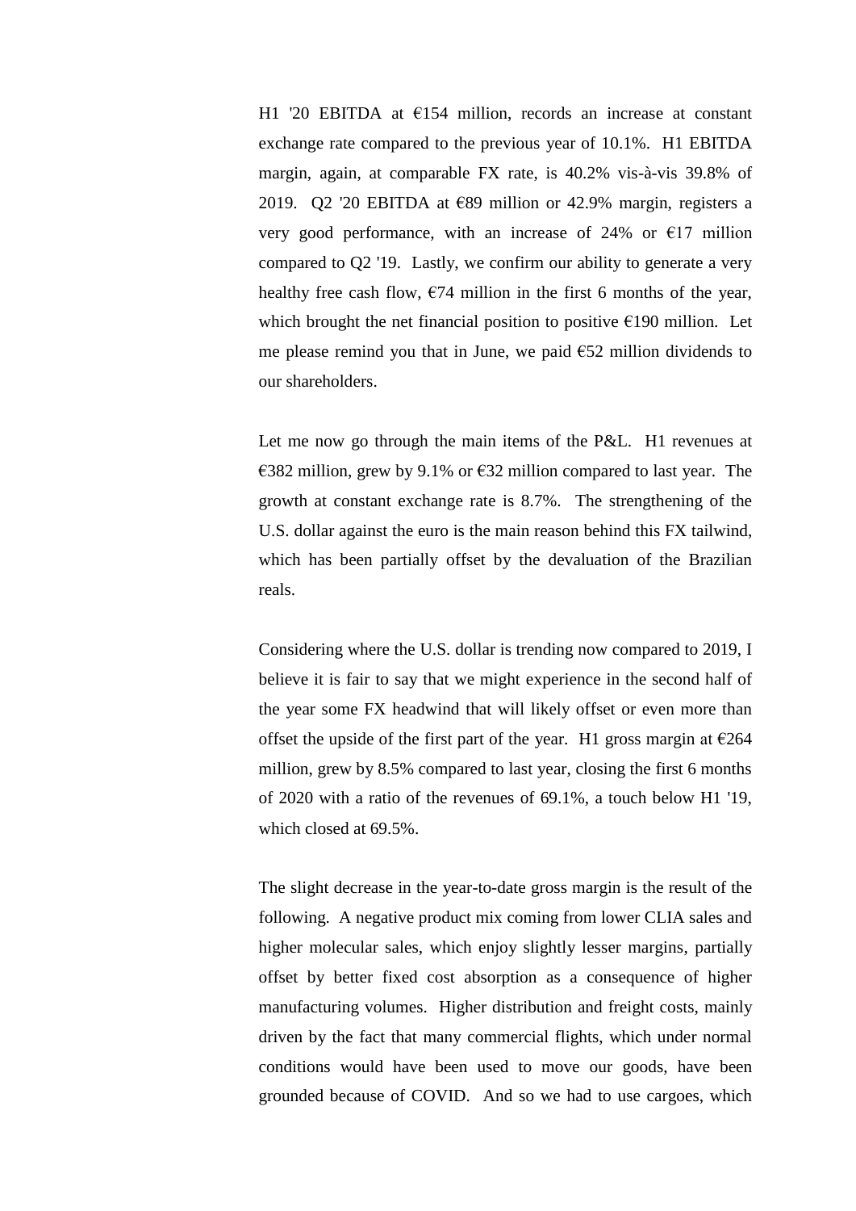H1 '20 EBITDA at €154 million, records an increase at constant exchange rate compared to the previous year of 10.1%. H1 EBITDA margin, again, at comparable FX rate, is 40.2% vis-à-vis 39.8% of 2019. Q2 '20 EBITDA at €89 million or 42.9% margin, registers a very good performance, with an increase of 24% or €17 million compared to Q2 '19. Lastly, we confirm our ability to generate a very healthy free cash flow, €74 million in the first 6 months of the year, which brought the net financial position to positive €190 million. Let me please remind you that in June, we paid €52 million dividends to our shareholders.

Let me now go through the main items of the P&L. H1 revenues at €382 million, grew by 9.1% or €32 million compared to last year. The growth at constant exchange rate is 8.7%. The strengthening of the U.S. dollar against the euro is the main reason behind this FX tailwind, which has been partially offset by the devaluation of the Brazilian reals.

Considering where the U.S. dollar is trending now compared to 2019, I believe it is fair to say that we might experience in the second half of the year some FX headwind that will likely offset or even more than offset the upside of the first part of the year. H1 gross margin at €264 million, grew by 8.5% compared to last year, closing the first 6 months of 2020 with a ratio of the revenues of 69.1%, a touch below H1 '19, which closed at 69.5%.

The slight decrease in the year-to-date gross margin is the result of the following. A negative product mix coming from lower CLIA sales and higher molecular sales, which enjoy slightly lesser margins, partially offset by better fixed cost absorption as a consequence of higher manufacturing volumes. Higher distribution and freight costs, mainly driven by the fact that many commercial flights, which under normal conditions would have been used to move our goods, have been grounded because of COVID. And so we had to use cargoes, which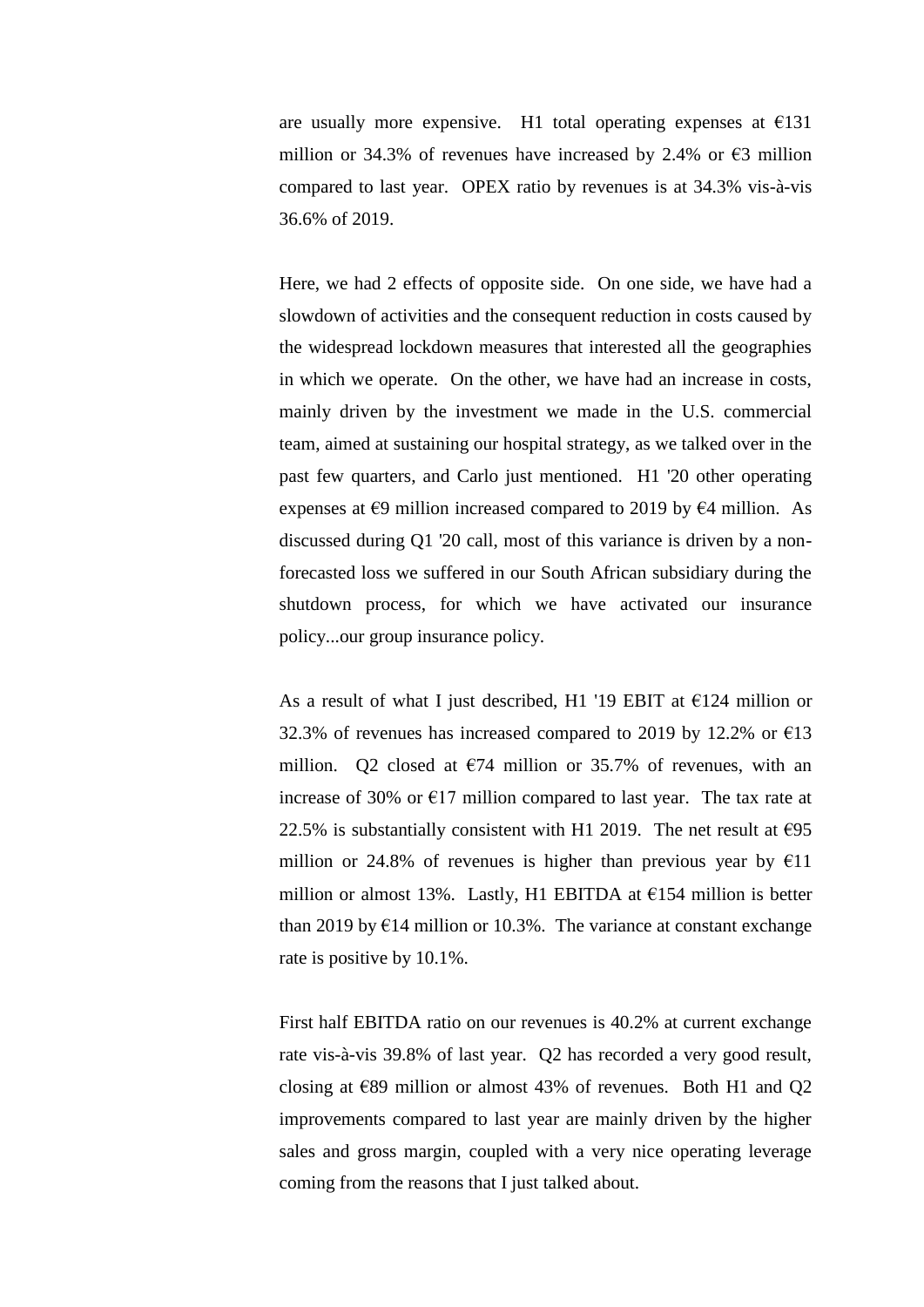are usually more expensive. H1 total operating expenses at €131 million or 34.3% of revenues have increased by 2.4% or €3 million compared to last year. OPEX ratio by revenues is at 34.3% vis-à-vis 36.6% of 2019.

Here, we had 2 effects of opposite side. On one side, we have had a slowdown of activities and the consequent reduction in costs caused by the widespread lockdown measures that interested all the geographies in which we operate. On the other, we have had an increase in costs, mainly driven by the investment we made in the U.S. commercial team, aimed at sustaining our hospital strategy, as we talked over in the past few quarters, and Carlo just mentioned. H1 '20 other operating expenses at €9 million increased compared to 2019 by €4 million. As discussed during Q1 '20 call, most of this variance is driven by a non-forecasted loss we suffered in our South African subsidiary during the shutdown process, for which we have activated our insurance policy...our group insurance policy.

As a result of what I just described, H1 '19 EBIT at €124 million or 32.3% of revenues has increased compared to 2019 by 12.2% or €13 million. Q2 closed at €74 million or 35.7% of revenues, with an increase of 30% or €17 million compared to last year. The tax rate at 22.5% is substantially consistent with H1 2019. The net result at €95 million or 24.8% of revenues is higher than previous year by €11 million or almost 13%. Lastly, H1 EBITDA at €154 million is better than 2019 by €14 million or 10.3%. The variance at constant exchange rate is positive by 10.1%.

First half EBITDA ratio on our revenues is 40.2% at current exchange rate vis-à-vis 39.8% of last year. Q2 has recorded a very good result, closing at €89 million or almost 43% of revenues. Both H1 and Q2 improvements compared to last year are mainly driven by the higher sales and gross margin, coupled with a very nice operating leverage coming from the reasons that I just talked about.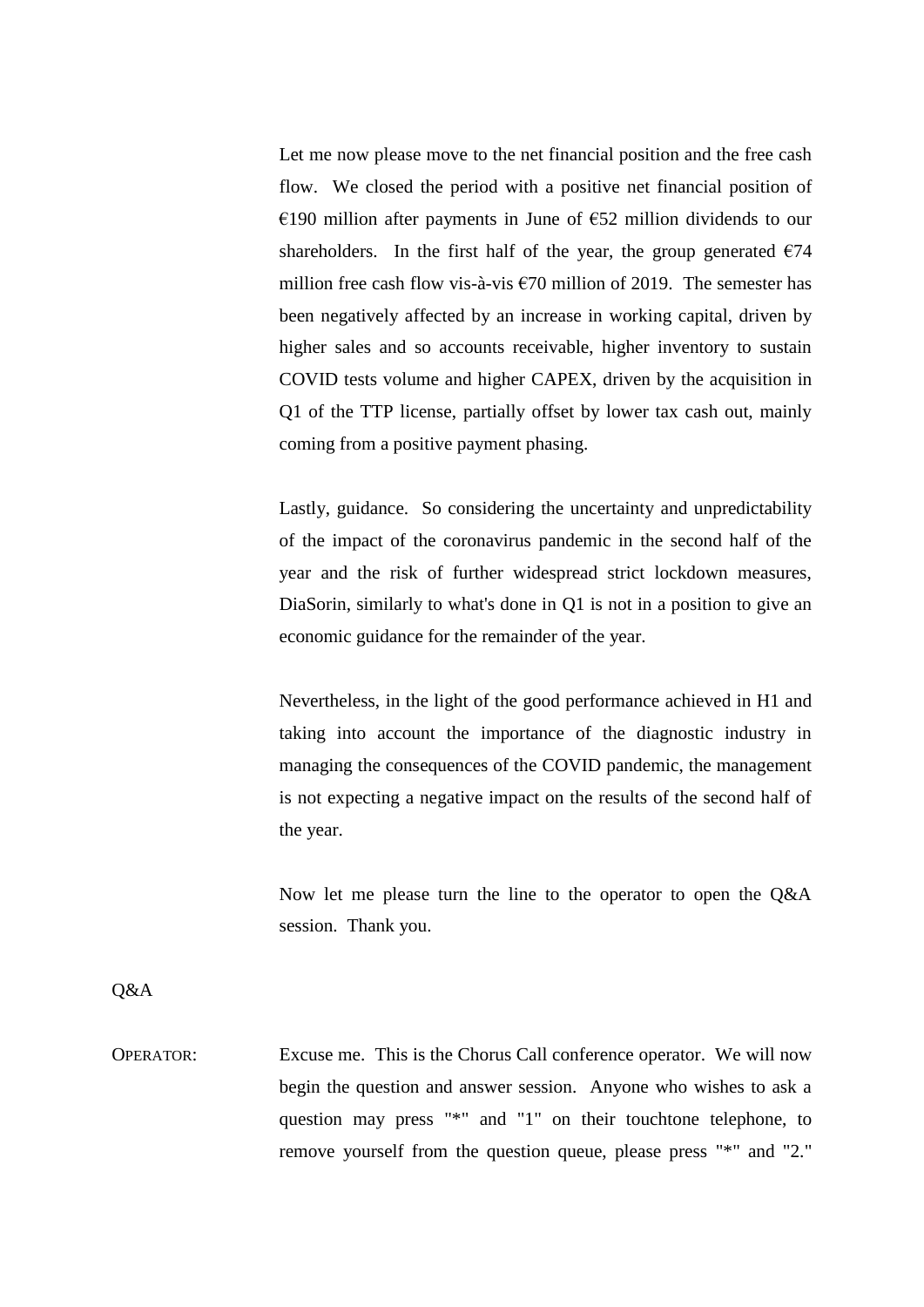Let me now please move to the net financial position and the free cash flow. We closed the period with a positive net financial position of €190 million after payments in June of €52 million dividends to our shareholders. In the first half of the year, the group generated €74 million free cash flow vis-à-vis €70 million of 2019. The semester has been negatively affected by an increase in working capital, driven by higher sales and so accounts receivable, higher inventory to sustain COVID tests volume and higher CAPEX, driven by the acquisition in Q1 of the TTP license, partially offset by lower tax cash out, mainly coming from a positive payment phasing.

Lastly, guidance. So considering the uncertainty and unpredictability of the impact of the coronavirus pandemic in the second half of the year and the risk of further widespread strict lockdown measures, DiaSorin, similarly to what's done in Q1 is not in a position to give an economic guidance for the remainder of the year.

Nevertheless, in the light of the good performance achieved in H1 and taking into account the importance of the diagnostic industry in managing the consequences of the COVID pandemic, the management is not expecting a negative impact on the results of the second half of the year.

Now let me please turn the line to the operator to open the Q&A session. Thank you.

Q&A

OPERATOR: Excuse me. This is the Chorus Call conference operator. We will now begin the question and answer session. Anyone who wishes to ask a question may press "*" and "1" on their touchtone telephone, to remove yourself from the question queue, please press "*" and "2."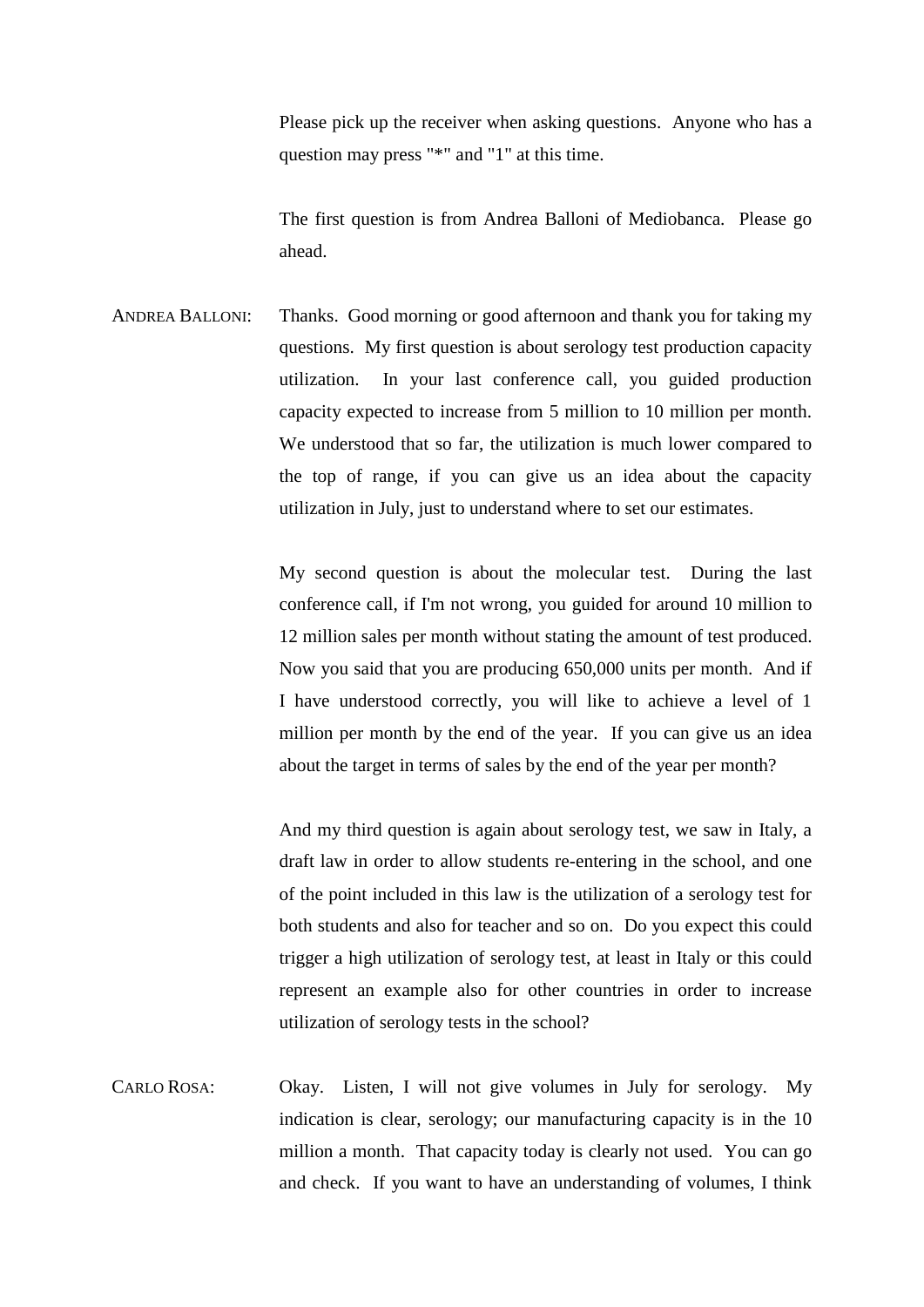Please pick up the receiver when asking questions. Anyone who has a question may press "*" and "1" at this time.

The first question is from Andrea Balloni of Mediobanca. Please go ahead.

ANDREA BALLONI: Thanks. Good morning or good afternoon and thank you for taking my questions. My first question is about serology test production capacity utilization. In your last conference call, you guided production capacity expected to increase from 5 million to 10 million per month. We understood that so far, the utilization is much lower compared to the top of range, if you can give us an idea about the capacity utilization in July, just to understand where to set our estimates.

My second question is about the molecular test. During the last conference call, if I'm not wrong, you guided for around 10 million to 12 million sales per month without stating the amount of test produced. Now you said that you are producing 650,000 units per month. And if I have understood correctly, you will like to achieve a level of 1 million per month by the end of the year. If you can give us an idea about the target in terms of sales by the end of the year per month?

And my third question is again about serology test, we saw in Italy, a draft law in order to allow students re-entering in the school, and one of the point included in this law is the utilization of a serology test for both students and also for teacher and so on. Do you expect this could trigger a high utilization of serology test, at least in Italy or this could represent an example also for other countries in order to increase utilization of serology tests in the school?

CARLO ROSA: Okay. Listen, I will not give volumes in July for serology. My indication is clear, serology; our manufacturing capacity is in the 10 million a month. That capacity today is clearly not used. You can go and check. If you want to have an understanding of volumes, I think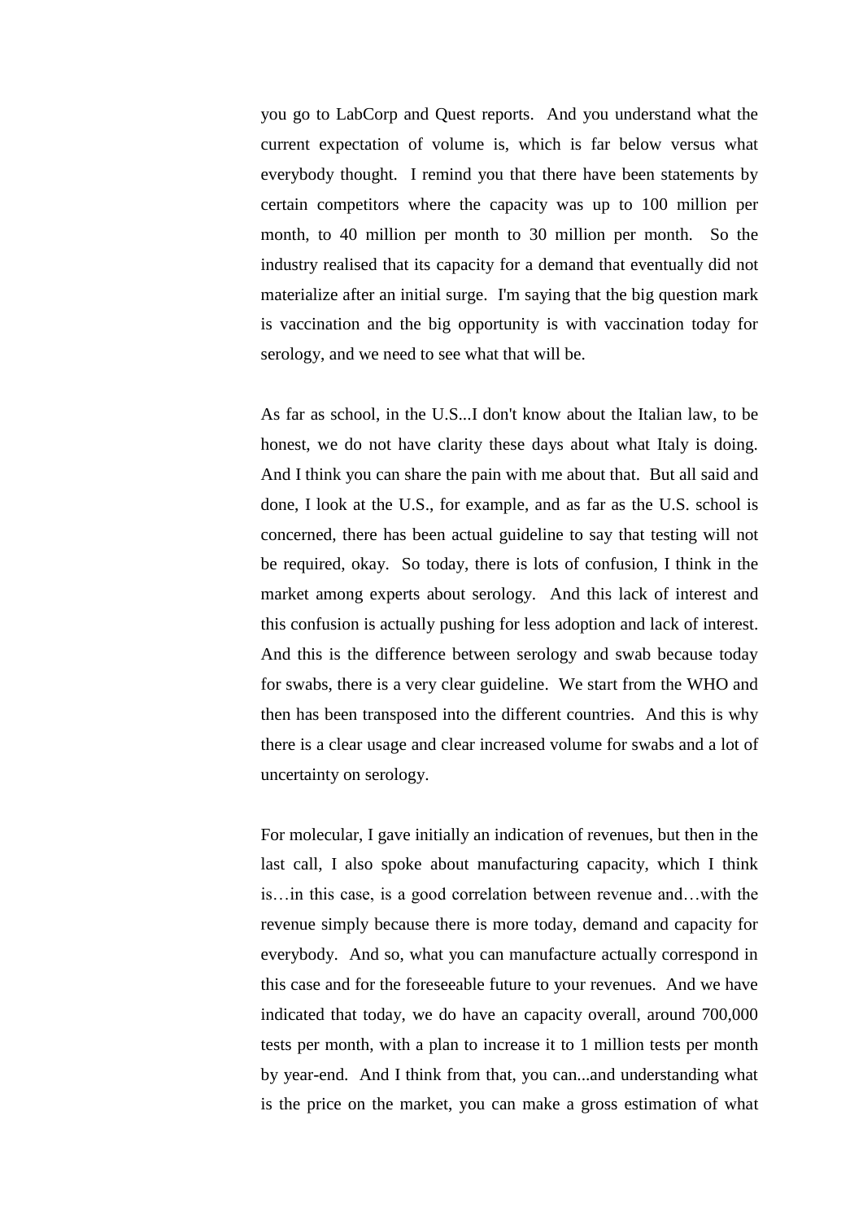you go to LabCorp and Quest reports. And you understand what the current expectation of volume is, which is far below versus what everybody thought. I remind you that there have been statements by certain competitors where the capacity was up to 100 million per month, to 40 million per month to 30 million per month. So the industry realised that its capacity for a demand that eventually did not materialize after an initial surge. I'm saying that the big question mark is vaccination and the big opportunity is with vaccination today for serology, and we need to see what that will be.

As far as school, in the U.S...I don't know about the Italian law, to be honest, we do not have clarity these days about what Italy is doing. And I think you can share the pain with me about that. But all said and done, I look at the U.S., for example, and as far as the U.S. school is concerned, there has been actual guideline to say that testing will not be required, okay. So today, there is lots of confusion, I think in the market among experts about serology. And this lack of interest and this confusion is actually pushing for less adoption and lack of interest. And this is the difference between serology and swab because today for swabs, there is a very clear guideline. We start from the WHO and then has been transposed into the different countries. And this is why there is a clear usage and clear increased volume for swabs and a lot of uncertainty on serology.

For molecular, I gave initially an indication of revenues, but then in the last call, I also spoke about manufacturing capacity, which I think is…in this case, is a good correlation between revenue and…with the revenue simply because there is more today, demand and capacity for everybody. And so, what you can manufacture actually correspond in this case and for the foreseeable future to your revenues. And we have indicated that today, we do have an capacity overall, around 700,000 tests per month, with a plan to increase it to 1 million tests per month by year-end. And I think from that, you can...and understanding what is the price on the market, you can make a gross estimation of what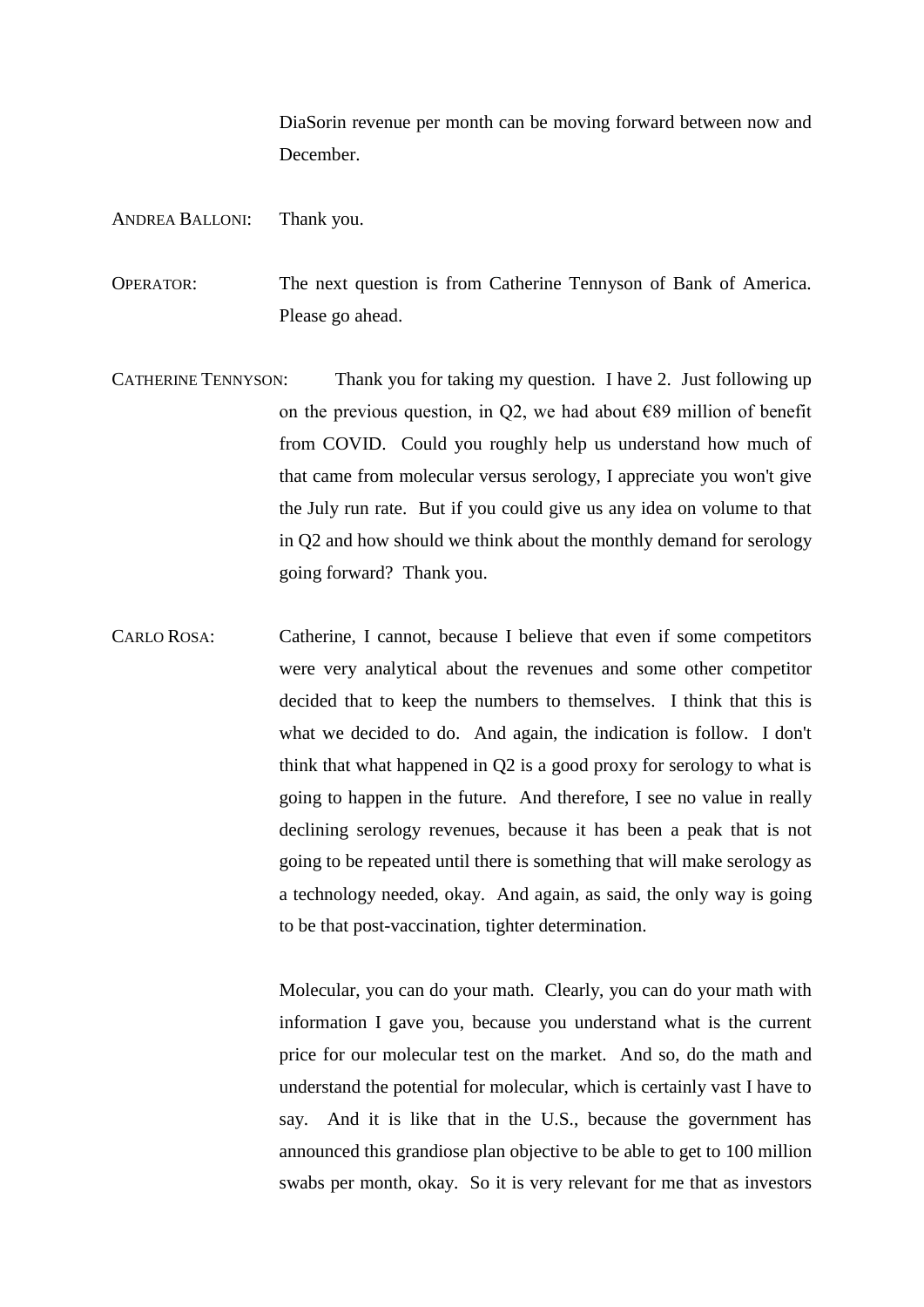DiaSorin revenue per month can be moving forward between now and December.

ANDREA BALLONI: Thank you.

OPERATOR: The next question is from Catherine Tennyson of Bank of America. Please go ahead.

CATHERINE TENNYSON: Thank you for taking my question. I have 2. Just following up on the previous question, in Q2, we had about €89 million of benefit from COVID. Could you roughly help us understand how much of that came from molecular versus serology, I appreciate you won't give the July run rate. But if you could give us any idea on volume to that in Q2 and how should we think about the monthly demand for serology going forward? Thank you.

CARLO ROSA: Catherine, I cannot, because I believe that even if some competitors were very analytical about the revenues and some other competitor decided that to keep the numbers to themselves. I think that this is what we decided to do. And again, the indication is follow. I don't think that what happened in Q2 is a good proxy for serology to what is going to happen in the future. And therefore, I see no value in really declining serology revenues, because it has been a peak that is not going to be repeated until there is something that will make serology as a technology needed, okay. And again, as said, the only way is going to be that post-vaccination, tighter determination.

Molecular, you can do your math. Clearly, you can do your math with information I gave you, because you understand what is the current price for our molecular test on the market. And so, do the math and understand the potential for molecular, which is certainly vast I have to say. And it is like that in the U.S., because the government has announced this grandiose plan objective to be able to get to 100 million swabs per month, okay. So it is very relevant for me that as investors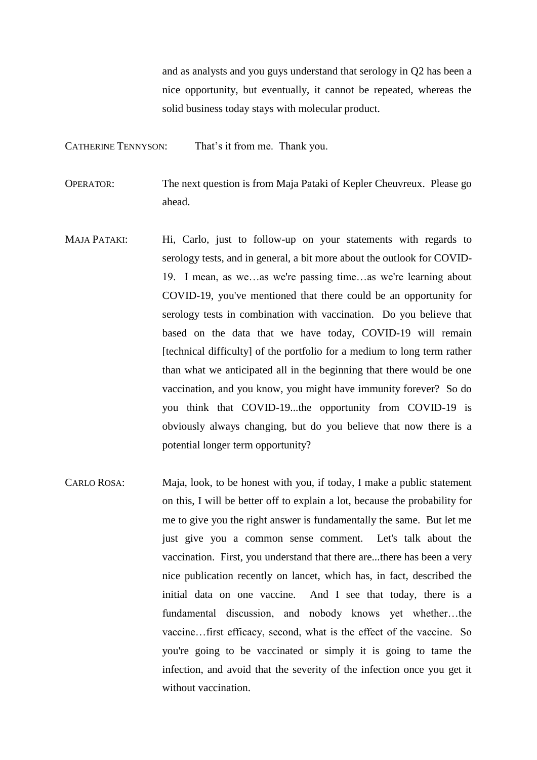and as analysts and you guys understand that serology in Q2 has been a nice opportunity, but eventually, it cannot be repeated, whereas the solid business today stays with molecular product.

CATHERINE TENNYSON: That's it from me. Thank you.

OPERATOR: The next question is from Maja Pataki of Kepler Cheuvreux. Please go ahead.

MAJA PATAKI: Hi, Carlo, just to follow-up on your statements with regards to serology tests, and in general, a bit more about the outlook for COVID-19. I mean, as we…as we're passing time…as we're learning about COVID-19, you've mentioned that there could be an opportunity for serology tests in combination with vaccination. Do you believe that based on the data that we have today, COVID-19 will remain [technical difficulty] of the portfolio for a medium to long term rather than what we anticipated all in the beginning that there would be one vaccination, and you know, you might have immunity forever? So do you think that COVID-19...the opportunity from COVID-19 is obviously always changing, but do you believe that now there is a potential longer term opportunity?

CARLO ROSA: Maja, look, to be honest with you, if today, I make a public statement on this, I will be better off to explain a lot, because the probability for me to give you the right answer is fundamentally the same. But let me just give you a common sense comment. Let's talk about the vaccination. First, you understand that there are...there has been a very nice publication recently on lancet, which has, in fact, described the initial data on one vaccine. And I see that today, there is a fundamental discussion, and nobody knows yet whether…the vaccine…first efficacy, second, what is the effect of the vaccine. So you're going to be vaccinated or simply it is going to tame the infection, and avoid that the severity of the infection once you get it without vaccination.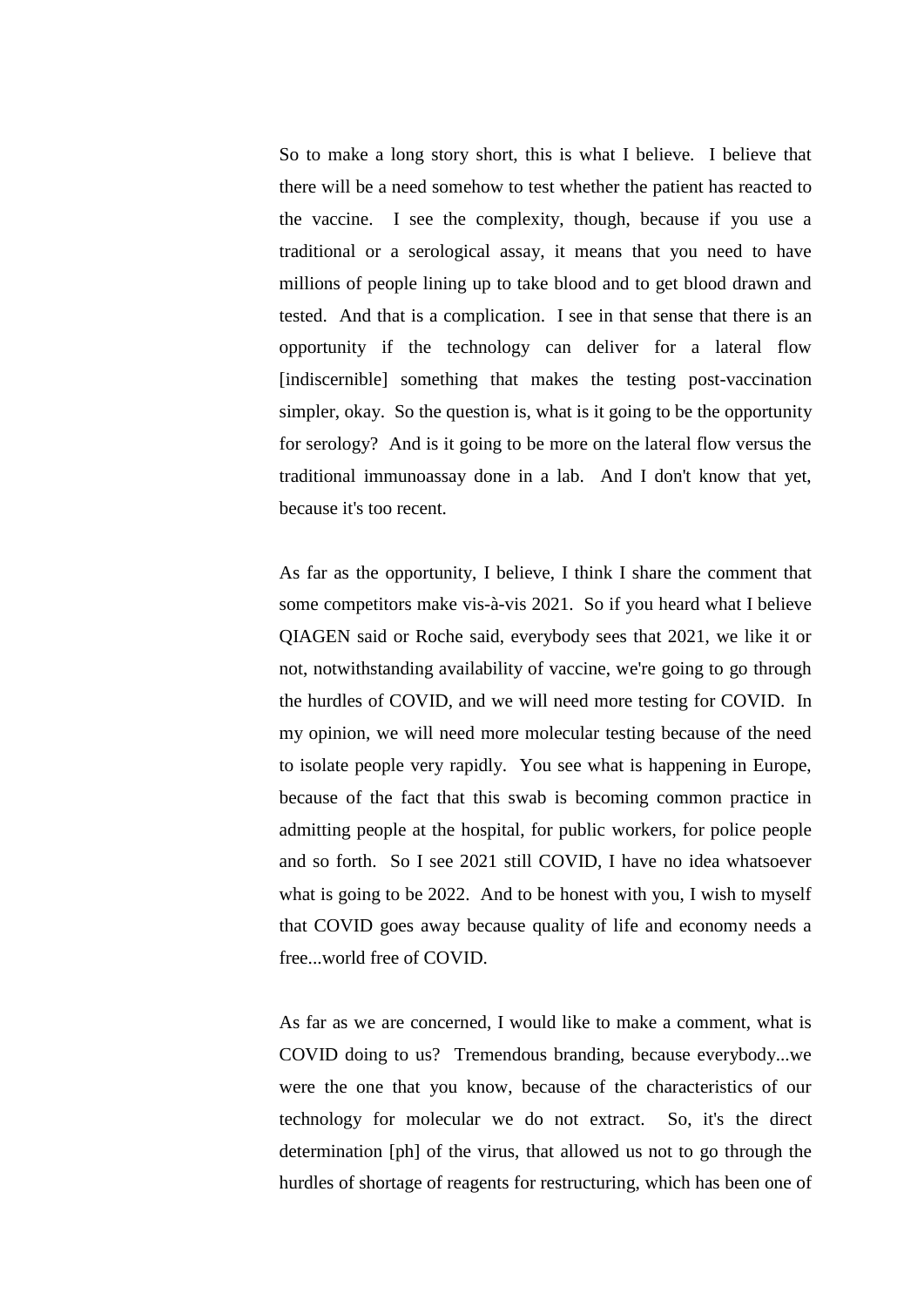So to make a long story short, this is what I believe. I believe that there will be a need somehow to test whether the patient has reacted to the vaccine. I see the complexity, though, because if you use a traditional or a serological assay, it means that you need to have millions of people lining up to take blood and to get blood drawn and tested. And that is a complication. I see in that sense that there is an opportunity if the technology can deliver for a lateral flow [indiscernible] something that makes the testing post-vaccination simpler, okay. So the question is, what is it going to be the opportunity for serology? And is it going to be more on the lateral flow versus the traditional immunoassay done in a lab. And I don't know that yet, because it's too recent.

As far as the opportunity, I believe, I think I share the comment that some competitors make vis-à-vis 2021. So if you heard what I believe QIAGEN said or Roche said, everybody sees that 2021, we like it or not, notwithstanding availability of vaccine, we're going to go through the hurdles of COVID, and we will need more testing for COVID. In my opinion, we will need more molecular testing because of the need to isolate people very rapidly. You see what is happening in Europe, because of the fact that this swab is becoming common practice in admitting people at the hospital, for public workers, for police people and so forth. So I see 2021 still COVID, I have no idea whatsoever what is going to be 2022. And to be honest with you, I wish to myself that COVID goes away because quality of life and economy needs a free...world free of COVID.

As far as we are concerned, I would like to make a comment, what is COVID doing to us? Tremendous branding, because everybody...we were the one that you know, because of the characteristics of our technology for molecular we do not extract. So, it's the direct determination [ph] of the virus, that allowed us not to go through the hurdles of shortage of reagents for restructuring, which has been one of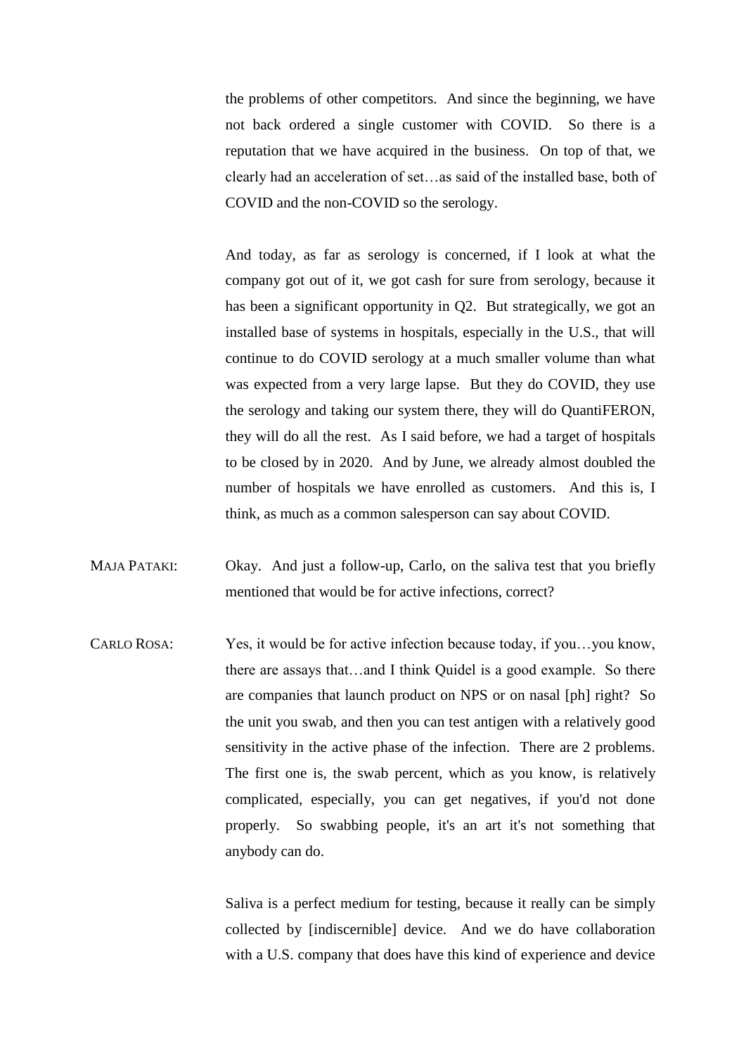the problems of other competitors. And since the beginning, we have not back ordered a single customer with COVID. So there is a reputation that we have acquired in the business. On top of that, we clearly had an acceleration of set…as said of the installed base, both of COVID and the non-COVID so the serology.

And today, as far as serology is concerned, if I look at what the company got out of it, we got cash for sure from serology, because it has been a significant opportunity in Q2. But strategically, we got an installed base of systems in hospitals, especially in the U.S., that will continue to do COVID serology at a much smaller volume than what was expected from a very large lapse. But they do COVID, they use the serology and taking our system there, they will do QuantiFERON, they will do all the rest. As I said before, we had a target of hospitals to be closed by in 2020. And by June, we already almost doubled the number of hospitals we have enrolled as customers. And this is, I think, as much as a common salesperson can say about COVID.

MAJA PATAKI: Okay. And just a follow-up, Carlo, on the saliva test that you briefly mentioned that would be for active infections, correct?

CARLO ROSA: Yes, it would be for active infection because today, if you…you know, there are assays that…and I think Quidel is a good example. So there are companies that launch product on NPS or on nasal [ph] right? So the unit you swab, and then you can test antigen with a relatively good sensitivity in the active phase of the infection. There are 2 problems. The first one is, the swab percent, which as you know, is relatively complicated, especially, you can get negatives, if you'd not done properly. So swabbing people, it's an art it's not something that anybody can do.

Saliva is a perfect medium for testing, because it really can be simply collected by [indiscernible] device. And we do have collaboration with a U.S. company that does have this kind of experience and device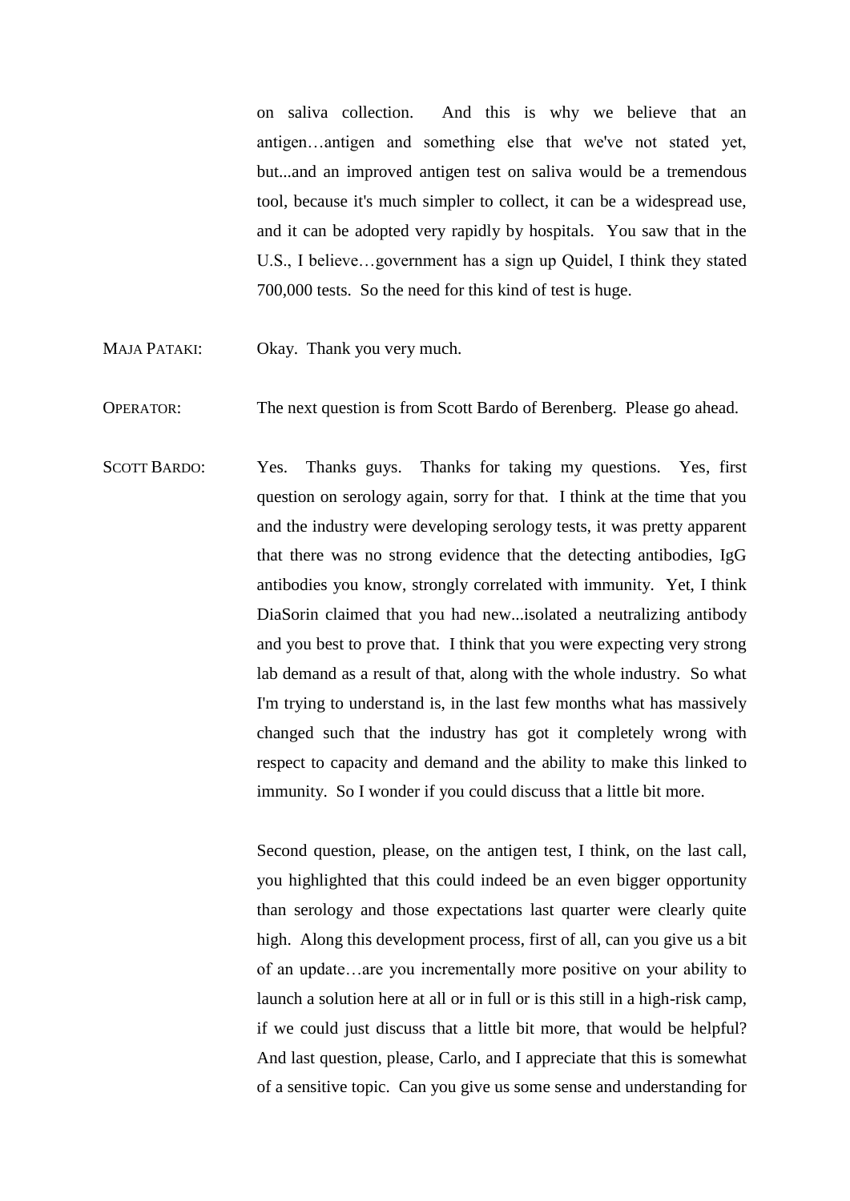on saliva collection. And this is why we believe that an antigen…antigen and something else that we've not stated yet, but...and an improved antigen test on saliva would be a tremendous tool, because it's much simpler to collect, it can be a widespread use, and it can be adopted very rapidly by hospitals. You saw that in the U.S., I believe…government has a sign up Quidel, I think they stated 700,000 tests. So the need for this kind of test is huge.

MAJA PATAKI: Okay. Thank you very much.

OPERATOR: The next question is from Scott Bardo of Berenberg. Please go ahead.

SCOTT BARDO: Yes. Thanks guys. Thanks for taking my questions. Yes, first question on serology again, sorry for that. I think at the time that you and the industry were developing serology tests, it was pretty apparent that there was no strong evidence that the detecting antibodies, IgG antibodies you know, strongly correlated with immunity. Yet, I think DiaSorin claimed that you had new...isolated a neutralizing antibody and you best to prove that. I think that you were expecting very strong lab demand as a result of that, along with the whole industry. So what I'm trying to understand is, in the last few months what has massively changed such that the industry has got it completely wrong with respect to capacity and demand and the ability to make this linked to immunity. So I wonder if you could discuss that a little bit more.

Second question, please, on the antigen test, I think, on the last call, you highlighted that this could indeed be an even bigger opportunity than serology and those expectations last quarter were clearly quite high. Along this development process, first of all, can you give us a bit of an update…are you incrementally more positive on your ability to launch a solution here at all or in full or is this still in a high-risk camp, if we could just discuss that a little bit more, that would be helpful? And last question, please, Carlo, and I appreciate that this is somewhat of a sensitive topic. Can you give us some sense and understanding for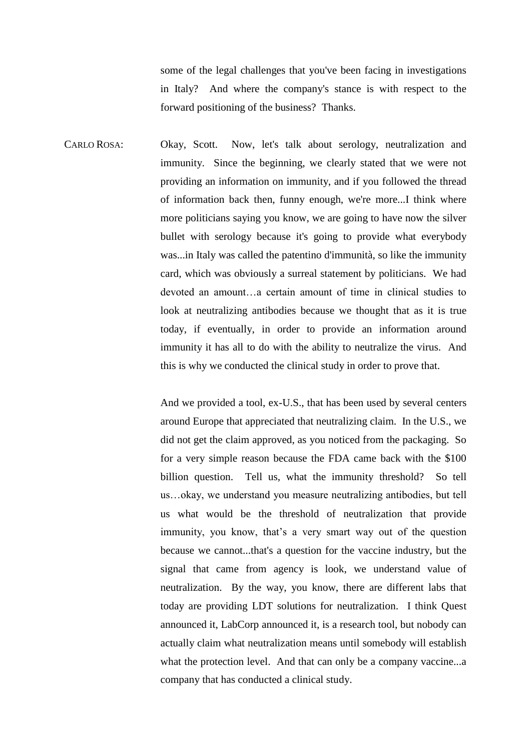some of the legal challenges that you've been facing in investigations in Italy? And where the company's stance is with respect to the forward positioning of the business? Thanks.

CARLO ROSA: Okay, Scott. Now, let's talk about serology, neutralization and immunity. Since the beginning, we clearly stated that we were not providing an information on immunity, and if you followed the thread of information back then, funny enough, we're more...I think where more politicians saying you know, we are going to have now the silver bullet with serology because it's going to provide what everybody was...in Italy was called the patentino d'immunità, so like the immunity card, which was obviously a surreal statement by politicians. We had devoted an amount…a certain amount of time in clinical studies to look at neutralizing antibodies because we thought that as it is true today, if eventually, in order to provide an information around immunity it has all to do with the ability to neutralize the virus. And this is why we conducted the clinical study in order to prove that.

And we provided a tool, ex-U.S., that has been used by several centers around Europe that appreciated that neutralizing claim. In the U.S., we did not get the claim approved, as you noticed from the packaging. So for a very simple reason because the FDA came back with the $100 billion question. Tell us, what the immunity threshold? So tell us…okay, we understand you measure neutralizing antibodies, but tell us what would be the threshold of neutralization that provide immunity, you know, that's a very smart way out of the question because we cannot...that's a question for the vaccine industry, but the signal that came from agency is look, we understand value of neutralization. By the way, you know, there are different labs that today are providing LDT solutions for neutralization. I think Quest announced it, LabCorp announced it, is a research tool, but nobody can actually claim what neutralization means until somebody will establish what the protection level. And that can only be a company vaccine...a company that has conducted a clinical study.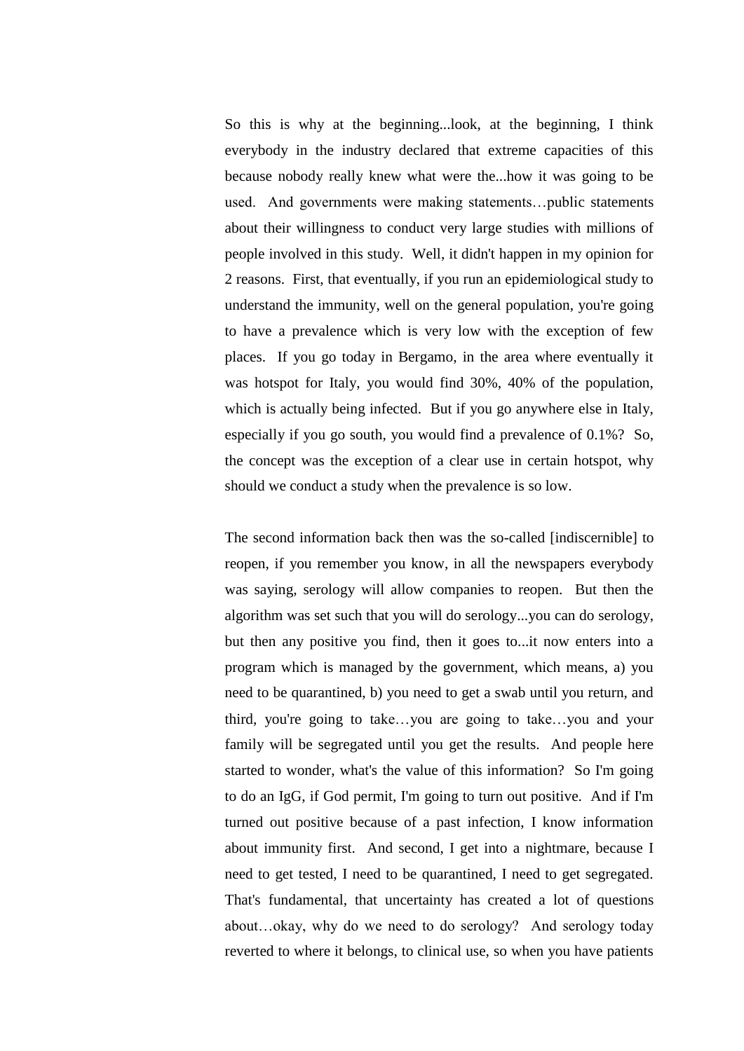So this is why at the beginning...look, at the beginning, I think everybody in the industry declared that extreme capacities of this because nobody really knew what were the...how it was going to be used. And governments were making statements…public statements about their willingness to conduct very large studies with millions of people involved in this study. Well, it didn't happen in my opinion for 2 reasons. First, that eventually, if you run an epidemiological study to understand the immunity, well on the general population, you're going to have a prevalence which is very low with the exception of few places. If you go today in Bergamo, in the area where eventually it was hotspot for Italy, you would find 30%, 40% of the population, which is actually being infected. But if you go anywhere else in Italy, especially if you go south, you would find a prevalence of 0.1%? So, the concept was the exception of a clear use in certain hotspot, why should we conduct a study when the prevalence is so low.

The second information back then was the so-called [indiscernible] to reopen, if you remember you know, in all the newspapers everybody was saying, serology will allow companies to reopen. But then the algorithm was set such that you will do serology...you can do serology, but then any positive you find, then it goes to...it now enters into a program which is managed by the government, which means, a) you need to be quarantined, b) you need to get a swab until you return, and third, you're going to take…you are going to take…you and your family will be segregated until you get the results. And people here started to wonder, what's the value of this information? So I'm going to do an IgG, if God permit, I'm going to turn out positive. And if I'm turned out positive because of a past infection, I know information about immunity first. And second, I get into a nightmare, because I need to get tested, I need to be quarantined, I need to get segregated. That's fundamental, that uncertainty has created a lot of questions about…okay, why do we need to do serology? And serology today reverted to where it belongs, to clinical use, so when you have patients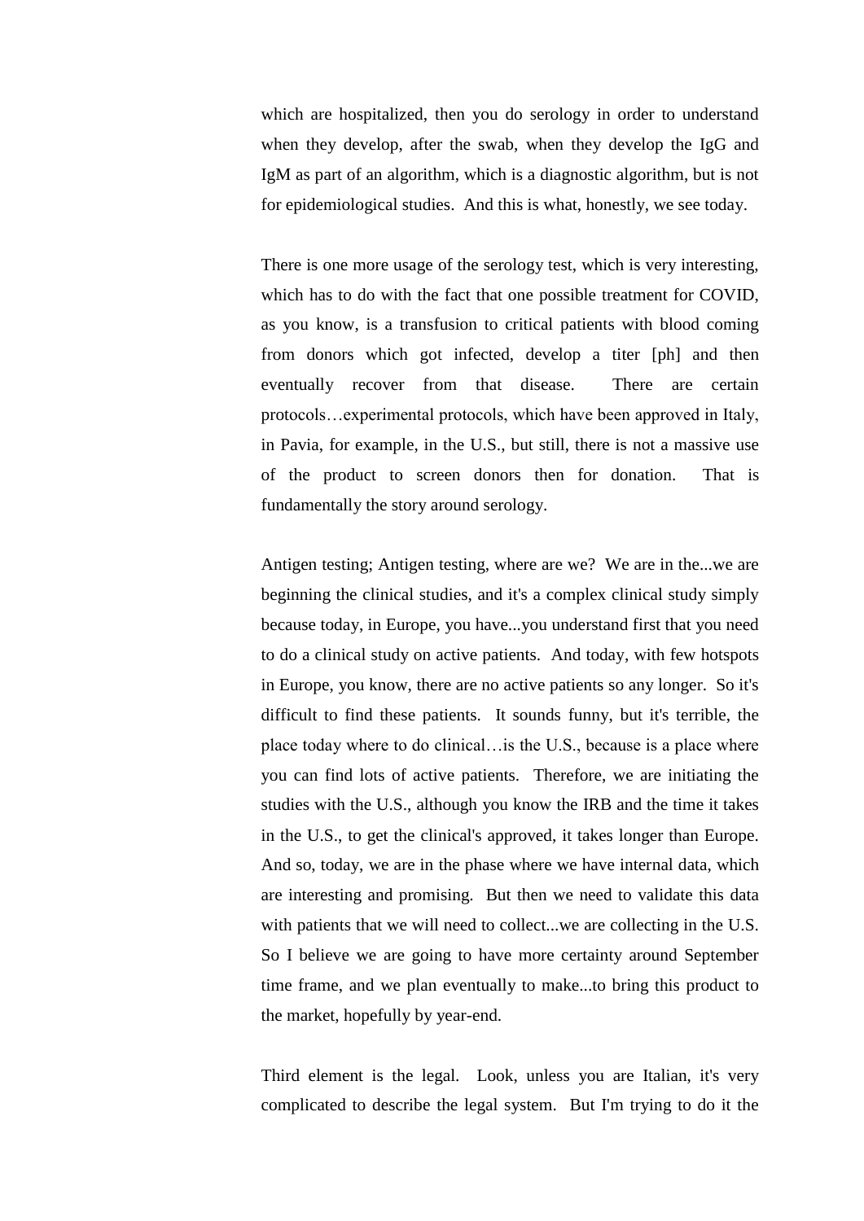which are hospitalized, then you do serology in order to understand when they develop, after the swab, when they develop the IgG and IgM as part of an algorithm, which is a diagnostic algorithm, but is not for epidemiological studies. And this is what, honestly, we see today.

There is one more usage of the serology test, which is very interesting, which has to do with the fact that one possible treatment for COVID, as you know, is a transfusion to critical patients with blood coming from donors which got infected, develop a titer [ph] and then eventually recover from that disease. There are certain protocols…experimental protocols, which have been approved in Italy, in Pavia, for example, in the U.S., but still, there is not a massive use of the product to screen donors then for donation. That is fundamentally the story around serology.

Antigen testing; Antigen testing, where are we? We are in the...we are beginning the clinical studies, and it's a complex clinical study simply because today, in Europe, you have...you understand first that you need to do a clinical study on active patients. And today, with few hotspots in Europe, you know, there are no active patients so any longer. So it's difficult to find these patients. It sounds funny, but it's terrible, the place today where to do clinical…is the U.S., because is a place where you can find lots of active patients. Therefore, we are initiating the studies with the U.S., although you know the IRB and the time it takes in the U.S., to get the clinical's approved, it takes longer than Europe. And so, today, we are in the phase where we have internal data, which are interesting and promising. But then we need to validate this data with patients that we will need to collect...we are collecting in the U.S. So I believe we are going to have more certainty around September time frame, and we plan eventually to make...to bring this product to the market, hopefully by year-end.

Third element is the legal. Look, unless you are Italian, it's very complicated to describe the legal system. But I'm trying to do it the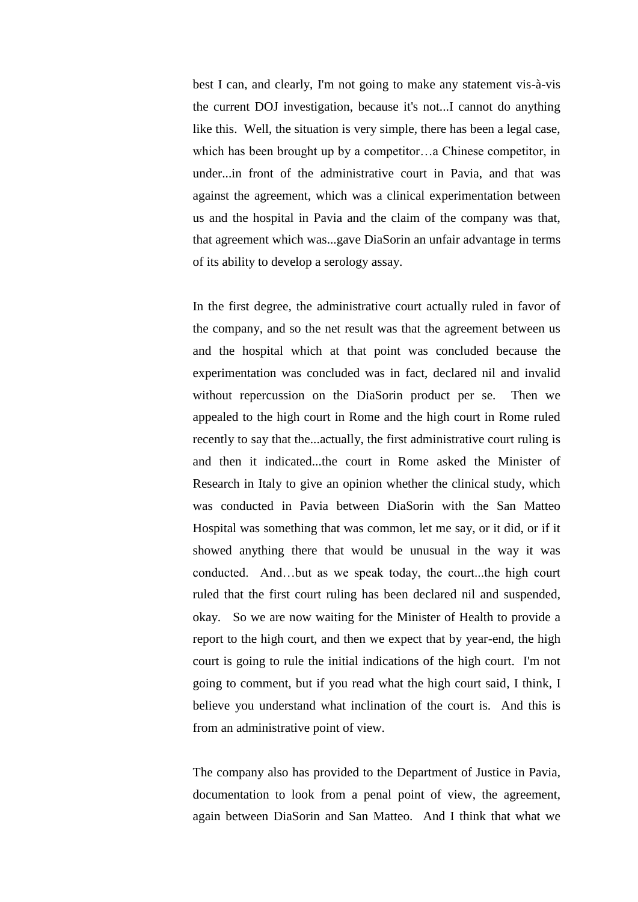best I can, and clearly, I'm not going to make any statement vis-à-vis the current DOJ investigation, because it's not...I cannot do anything like this. Well, the situation is very simple, there has been a legal case, which has been brought up by a competitor…a Chinese competitor, in under...in front of the administrative court in Pavia, and that was against the agreement, which was a clinical experimentation between us and the hospital in Pavia and the claim of the company was that, that agreement which was...gave DiaSorin an unfair advantage in terms of its ability to develop a serology assay.

In the first degree, the administrative court actually ruled in favor of the company, and so the net result was that the agreement between us and the hospital which at that point was concluded because the experimentation was concluded was in fact, declared nil and invalid without repercussion on the DiaSorin product per se. Then we appealed to the high court in Rome and the high court in Rome ruled recently to say that the...actually, the first administrative court ruling is and then it indicated...the court in Rome asked the Minister of Research in Italy to give an opinion whether the clinical study, which was conducted in Pavia between DiaSorin with the San Matteo Hospital was something that was common, let me say, or it did, or if it showed anything there that would be unusual in the way it was conducted. And…but as we speak today, the court...the high court ruled that the first court ruling has been declared nil and suspended, okay. So we are now waiting for the Minister of Health to provide a report to the high court, and then we expect that by year-end, the high court is going to rule the initial indications of the high court. I'm not going to comment, but if you read what the high court said, I think, I believe you understand what inclination of the court is. And this is from an administrative point of view.

The company also has provided to the Department of Justice in Pavia, documentation to look from a penal point of view, the agreement, again between DiaSorin and San Matteo. And I think that what we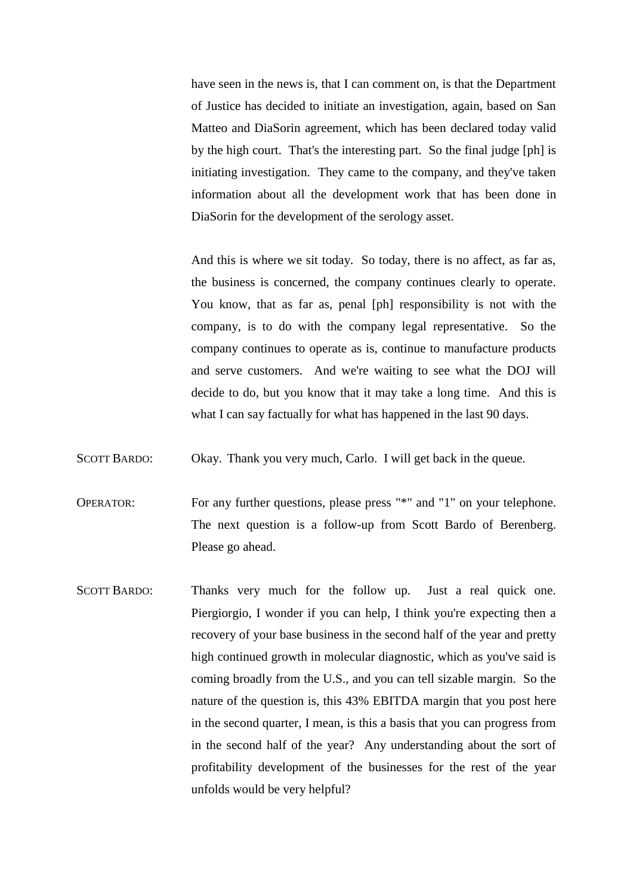have seen in the news is, that I can comment on, is that the Department of Justice has decided to initiate an investigation, again, based on San Matteo and DiaSorin agreement, which has been declared today valid by the high court. That's the interesting part. So the final judge [ph] is initiating investigation. They came to the company, and they've taken information about all the development work that has been done in DiaSorin for the development of the serology asset.

And this is where we sit today. So today, there is no affect, as far as, the business is concerned, the company continues clearly to operate. You know, that as far as, penal [ph] responsibility is not with the company, is to do with the company legal representative. So the company continues to operate as is, continue to manufacture products and serve customers. And we're waiting to see what the DOJ will decide to do, but you know that it may take a long time. And this is what I can say factually for what has happened in the last 90 days.

SCOTT BARDO: Okay. Thank you very much, Carlo. I will get back in the queue.

OPERATOR: For any further questions, please press "*" and "1" on your telephone. The next question is a follow-up from Scott Bardo of Berenberg. Please go ahead.

SCOTT BARDO: Thanks very much for the follow up. Just a real quick one. Piergiorgio, I wonder if you can help, I think you're expecting then a recovery of your base business in the second half of the year and pretty high continued growth in molecular diagnostic, which as you've said is coming broadly from the U.S., and you can tell sizable margin. So the nature of the question is, this 43% EBITDA margin that you post here in the second quarter, I mean, is this a basis that you can progress from in the second half of the year? Any understanding about the sort of profitability development of the businesses for the rest of the year unfolds would be very helpful?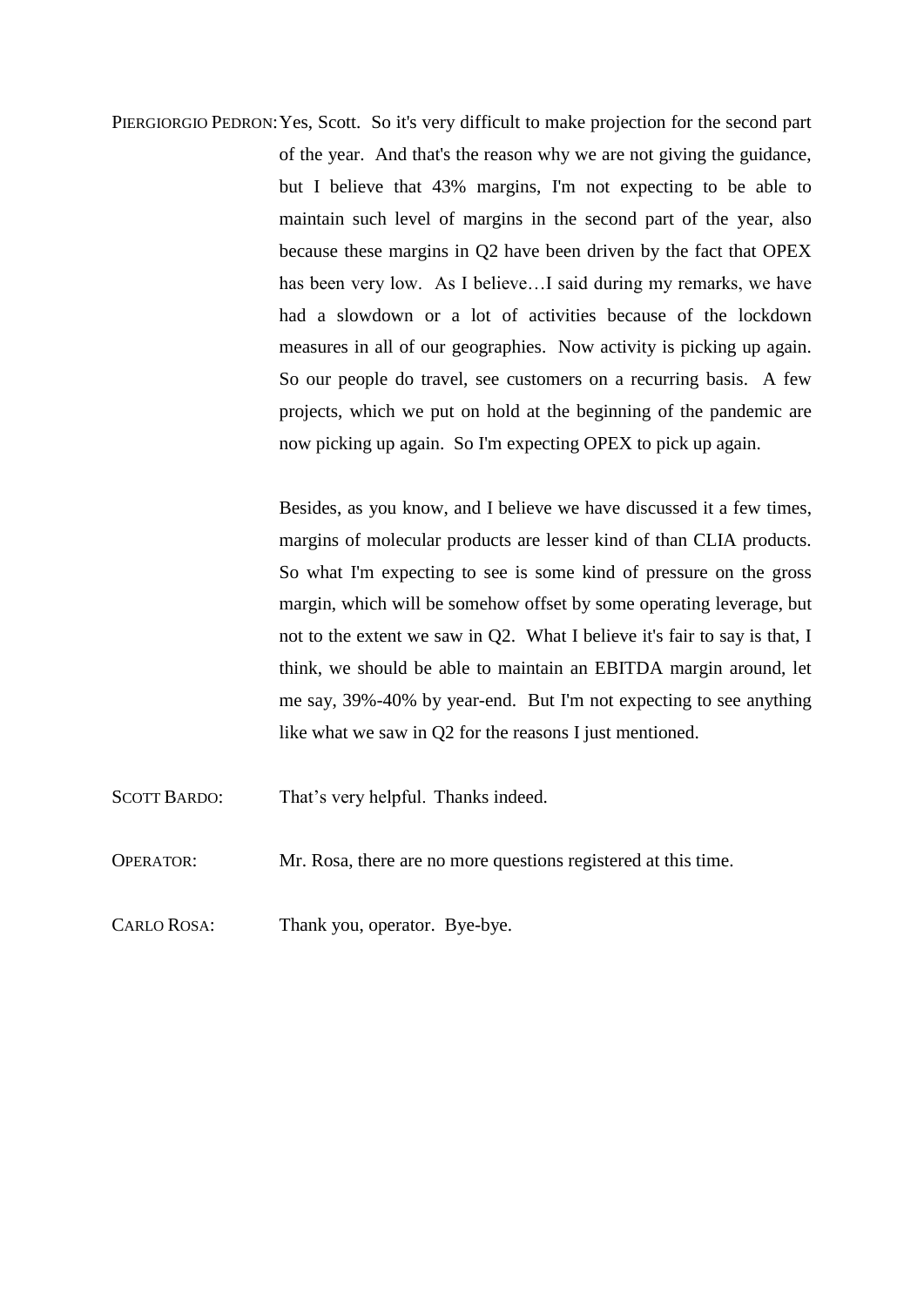PIERGIORGIO PEDRON: Yes, Scott. So it's very difficult to make projection for the second part of the year. And that's the reason why we are not giving the guidance, but I believe that 43% margins, I'm not expecting to be able to maintain such level of margins in the second part of the year, also because these margins in Q2 have been driven by the fact that OPEX has been very low. As I believe…I said during my remarks, we have had a slowdown or a lot of activities because of the lockdown measures in all of our geographies. Now activity is picking up again. So our people do travel, see customers on a recurring basis. A few projects, which we put on hold at the beginning of the pandemic are now picking up again. So I'm expecting OPEX to pick up again.

Besides, as you know, and I believe we have discussed it a few times, margins of molecular products are lesser kind of than CLIA products. So what I'm expecting to see is some kind of pressure on the gross margin, which will be somehow offset by some operating leverage, but not to the extent we saw in Q2. What I believe it's fair to say is that, I think, we should be able to maintain an EBITDA margin around, let me say, 39%-40% by year-end. But I'm not expecting to see anything like what we saw in Q2 for the reasons I just mentioned.

SCOTT BARDO: That's very helpful. Thanks indeed.

OPERATOR: Mr. Rosa, there are no more questions registered at this time.

CARLO ROSA: Thank you, operator. Bye-bye.